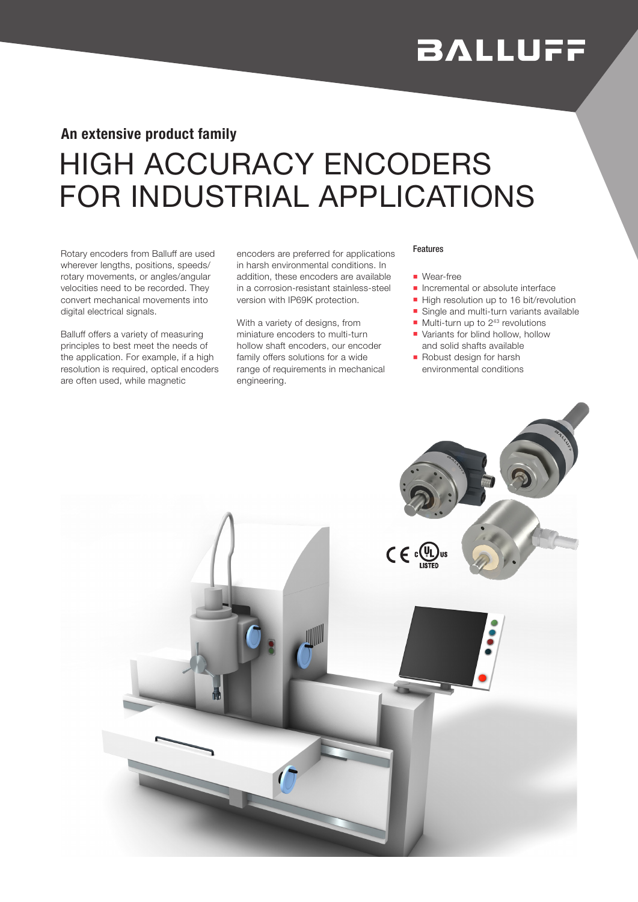## An extensive product family

# HIGH ACCURACY ENCODERS FOR INDUSTRIAL APPLICATIONS

Rotary encoders from Balluff are used wherever lengths, positions, speeds/rotary movements, or angles/angular velocities need to be recorded. They convert mechanical movements into digital electrical signals.

Balluff offers a variety of measuring principles to best meet the needs of the application. For example, if a high resolution is required, optical encoders are often used, while magnetic encoders are preferred for applications in harsh environmental conditions. In addition, these encoders are available in a corrosion-resistant stainless-steel version with IP69K protection.

With a variety of designs, from miniature encoders to multi-turn hollow shaft encoders, our encoder family offers solutions for a wide range of requirements in mechanical engineering.

### Features

- Wear-free
- Incremental or absolute interface
- High resolution up to 16 bit/revolution
- Single and multi-turn variants available
- Multi-turn up to $2^{43}$ revolutions
- Variants for blind hollow, hollow and solid shafts available
- Robust design for harsh environmental conditions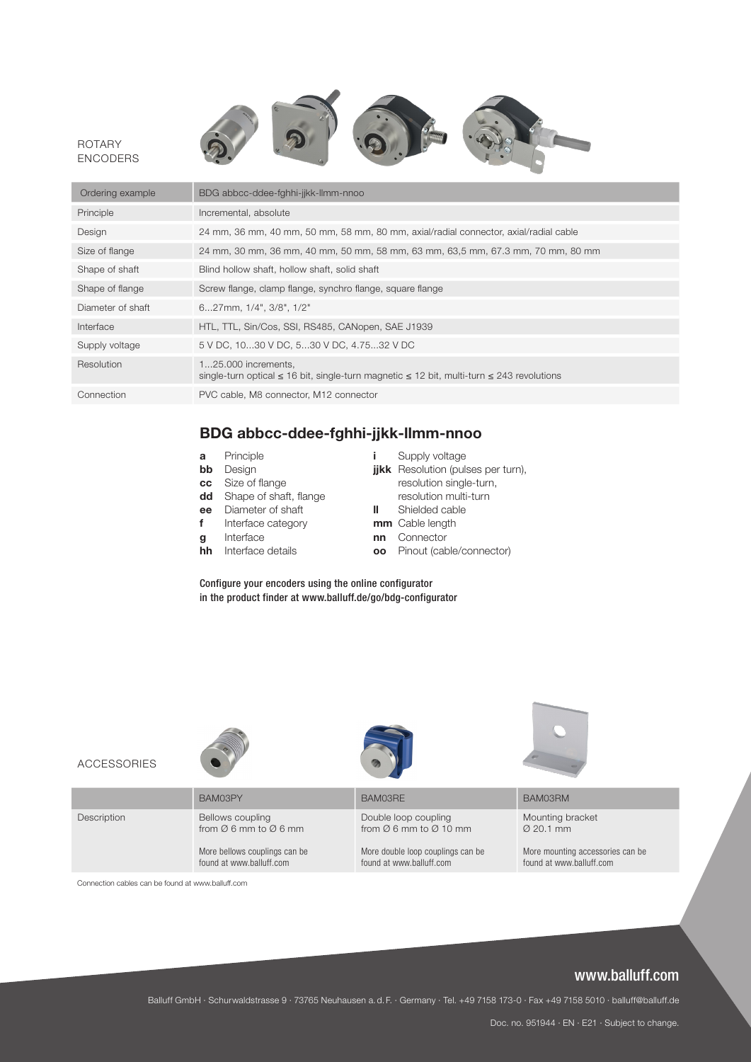ROTARY ENCODERS

| Ordering example | BDG abbcc-ddee-fghhi-jjkk-llmm-nnoo |
| --- | --- |
| Principle | Incremental, absolute |
| Design | 24 mm, 36 mm, 40 mm, 50 mm, 58 mm, 80 mm, axial/radial connector, axial/radial cable |
| Size of flange | 24 mm, 30 mm, 36 mm, 40 mm, 50 mm, 58 mm, 63 mm, 63,5 mm, 67.3 mm, 70 mm, 80 mm |
| Shape of shaft | Blind hollow shaft, hollow shaft, solid shaft |
| Shape of flange | Screw flange, clamp flange, synchro flange, square flange |
| Diameter of shaft | 6...27mm, 1/4", 3/8", 1/2" |
| Interface | HTL, TTL, Sin/Cos, SSI, RS485, CANopen, SAE J1939 |
| Supply voltage | 5 V DC, 10...30 V DC, 5...30 V DC, 4.75...32 V DC |
| Resolution | 1...25.000 increments,<br>single-turn optical ≤ 16 bit, single-turn magnetic ≤ 12 bit, multi-turn ≤ 243 revolutions |
| Connection | PVC cable, M8 connector, M12 connector |

## BDG abbcc-ddee-fghhi-jjkk-llmm-nnoo

- **a** Principle
- **bb** Design
- **cc** Size of flange
- **dd** Shape of shaft, flange
- **ee** Diameter of shaft
- **f** Interface category
- **g** Interface
- **hh** Interface details
- **i** Supply voltage
- **jjkk** Resolution (pulses per turn), resolution single-turn, resolution multi-turn
- **ll** Shielded cable
- **mm** Cable length
- **nn** Connector
- **oo** Pinout (cable/connector)

**Configure your encoders using the online configurator in the product finder at www.balluff.de/go/bdg-configurator**

ACCESSORIES

| | BAM03PY | BAM03RE | BAM03RM |
| --- | --- | --- | --- |
| Description | Bellows coupling<br>from Ø 6 mm to Ø 6 mm<br><br>More bellows couplings can be found at www.balluff.com | Double loop coupling<br>from Ø 6 mm to Ø 10 mm<br><br>More double loop couplings can be found at www.balluff.com | Mounting bracket<br>Ø 20.1 mm<br><br>More mounting accessories can be found at www.balluff.com |

Connection cables can be found at www.balluff.com

www.balluff.com

Balluff GmbH · Schurwaldstrasse 9 · 73765 Neuhausen a. d. F. · Germany · Tel. +49 7158 173-0 · Fax +49 7158 5010 · balluff@balluff.de

Doc. no. 951944 · EN · E21 · Subject to change.